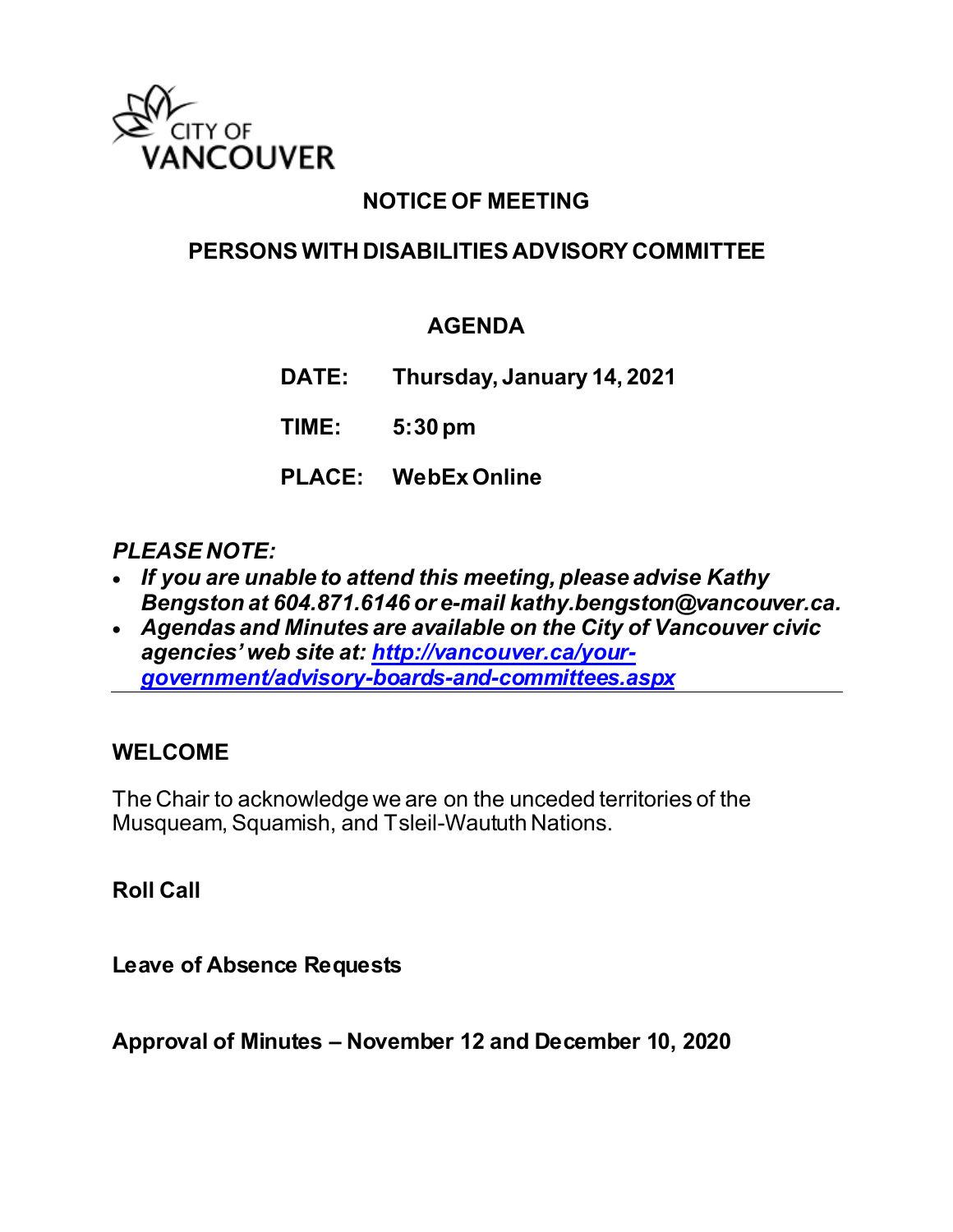CITY OF VANCOUVER

# NOTICE OF MEETING

## PERSONS WITH DISABILITIES ADVISORY COMMITTEE

## AGENDA

**DATE:** Thursday, January 14, 2021

**TIME:** 5:30 pm

**PLACE:** WebEx Online

***PLEASE NOTE:***

- ***If you are unable to attend this meeting, please advise Kathy Bengston at 604.871.6146 or e-mail kathy.bengston@vancouver.ca.***
- ***Agendas and Minutes are available on the City of Vancouver civic agencies' web site at: [http://vancouver.ca/your-government/advisory-boards-and-committees.aspx](http://vancouver.ca/your-government/advisory-boards-and-committees.aspx)***

---

### WELCOME

The Chair to acknowledge we are on the unceded territories of the Musqueam, Squamish, and Tsleil-Waututh Nations.

### Roll Call

### Leave of Absence Requests

### Approval of Minutes – November 12 and December 10, 2020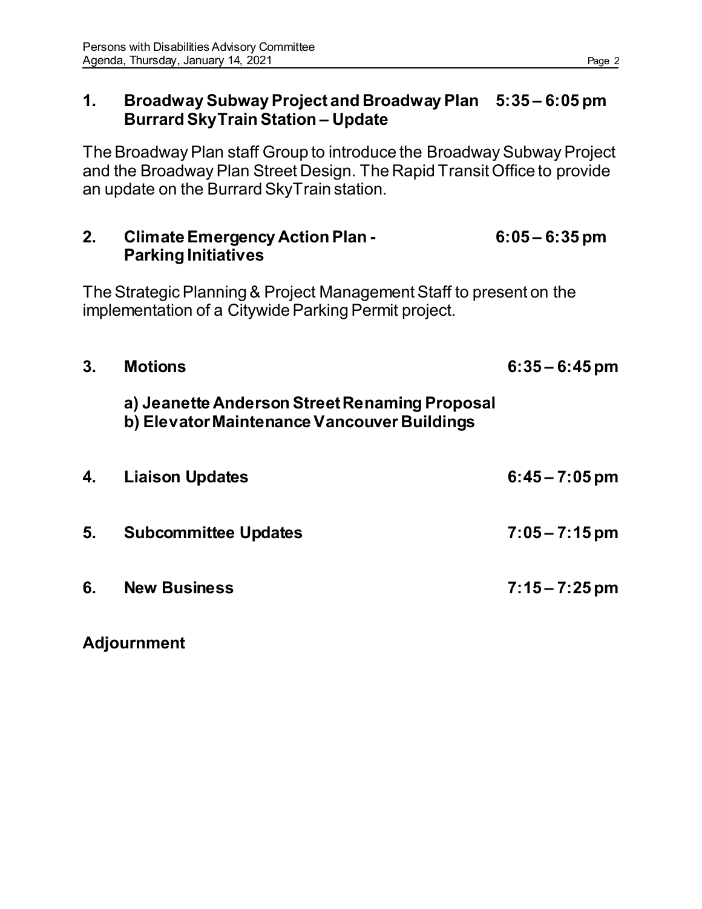## 1. Broadway Subway Project and Broadway Plan Burrard SkyTrain Station – Update 5:35 – 6:05 pm

The Broadway Plan staff Group to introduce the Broadway Subway Project and the Broadway Plan Street Design. The Rapid Transit Office to provide an update on the Burrard SkyTrain station.

## 2. Climate Emergency Action Plan - Parking Initiatives 6:05 – 6:35 pm

The Strategic Planning & Project Management Staff to present on the implementation of a Citywide Parking Permit project.

## 3. Motions 6:35 – 6:45 pm

**a) Jeanette Anderson Street Renaming Proposal**
**b) Elevator Maintenance Vancouver Buildings**

## 4. Liaison Updates 6:45 – 7:05 pm

## 5. Subcommittee Updates 7:05 – 7:15 pm

## 6. New Business 7:15 – 7:25 pm

## Adjournment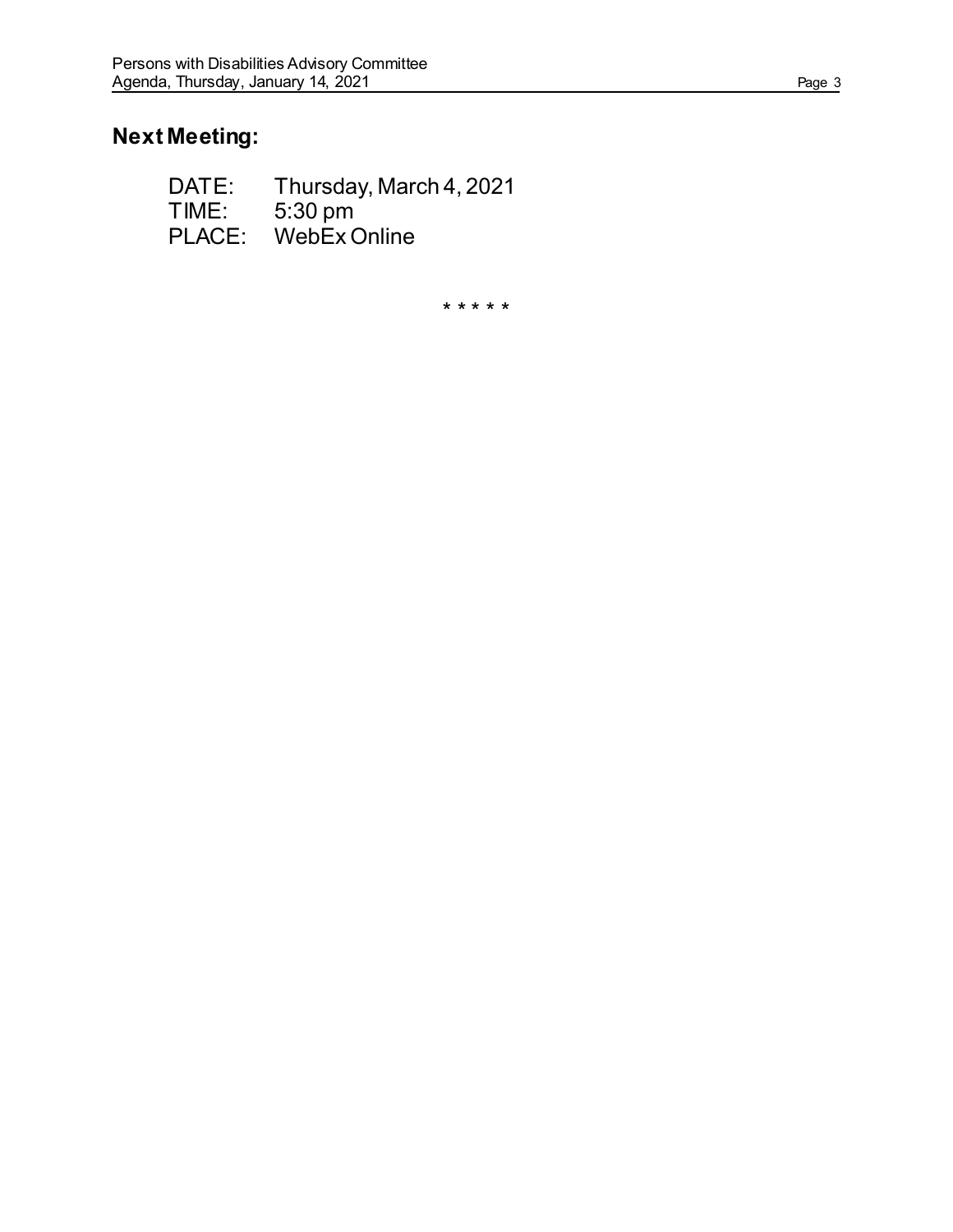## Next Meeting:

DATE: Thursday, March 4, 2021
TIME: 5:30 pm
PLACE: WebEx Online

* * * * *